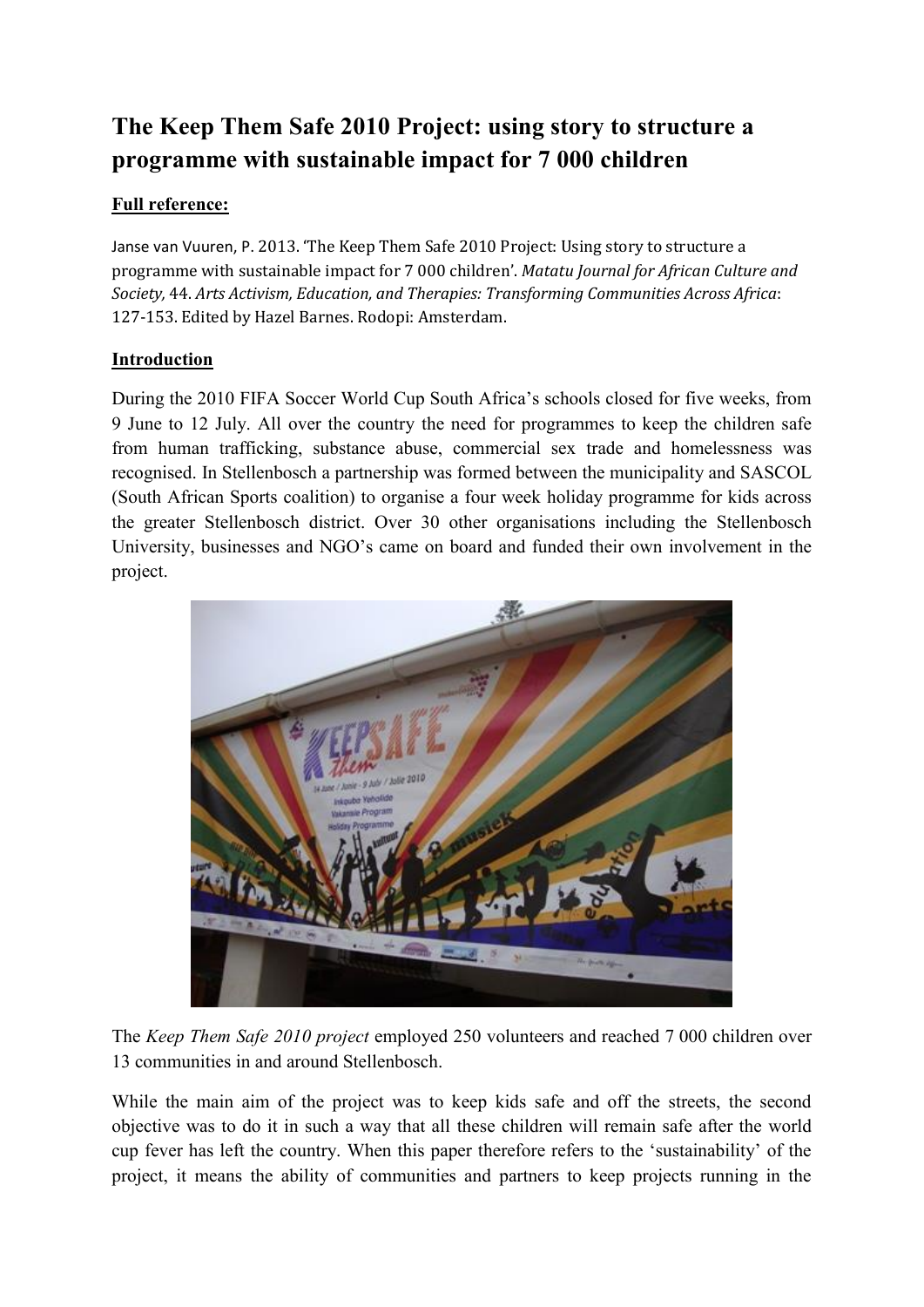# The Keep Them Safe 2010 Project: using story to structure a programme with sustainable impact for 7 000 children

**Full reference:**

Janse van Vuuren, P. 2013. 'The Keep Them Safe 2010 Project: Using story to structure a programme with sustainable impact for 7 000 children'. *Matatu Journal for African Culture and Society,* 44. *Arts Activism, Education, and Therapies: Transforming Communities Across Africa*: 127-153. Edited by Hazel Barnes. Rodopi: Amsterdam.

## Introduction

During the 2010 FIFA Soccer World Cup South Africa's schools closed for five weeks, from 9 June to 12 July. All over the country the need for programmes to keep the children safe from human trafficking, substance abuse, commercial sex trade and homelessness was recognised. In Stellenbosch a partnership was formed between the municipality and SASCOL (South African Sports coalition) to organise a four week holiday programme for kids across the greater Stellenbosch district. Over 30 other organisations including the Stellenbosch University, businesses and NGO's came on board and funded their own involvement in the project.

The *Keep Them Safe 2010 project* employed 250 volunteers and reached 7 000 children over 13 communities in and around Stellenbosch.

While the main aim of the project was to keep kids safe and off the streets, the second objective was to do it in such a way that all these children will remain safe after the world cup fever has left the country. When this paper therefore refers to the 'sustainability' of the project, it means the ability of communities and partners to keep projects running in the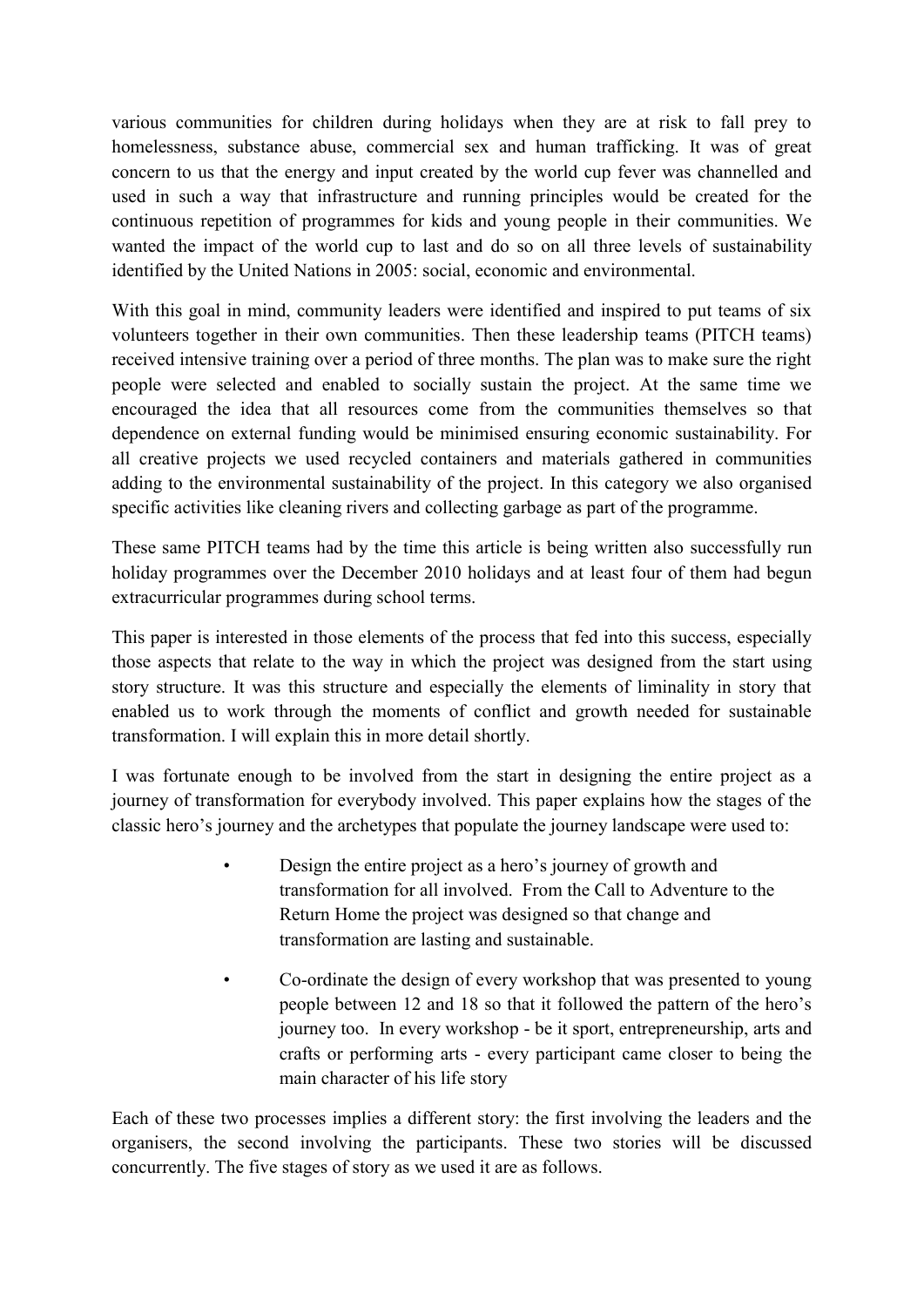various communities for children during holidays when they are at risk to fall prey to homelessness, substance abuse, commercial sex and human trafficking. It was of great concern to us that the energy and input created by the world cup fever was channelled and used in such a way that infrastructure and running principles would be created for the continuous repetition of programmes for kids and young people in their communities. We wanted the impact of the world cup to last and do so on all three levels of sustainability identified by the United Nations in 2005: social, economic and environmental.

With this goal in mind, community leaders were identified and inspired to put teams of six volunteers together in their own communities. Then these leadership teams (PITCH teams) received intensive training over a period of three months. The plan was to make sure the right people were selected and enabled to socially sustain the project. At the same time we encouraged the idea that all resources come from the communities themselves so that dependence on external funding would be minimised ensuring economic sustainability. For all creative projects we used recycled containers and materials gathered in communities adding to the environmental sustainability of the project. In this category we also organised specific activities like cleaning rivers and collecting garbage as part of the programme.

These same PITCH teams had by the time this article is being written also successfully run holiday programmes over the December 2010 holidays and at least four of them had begun extracurricular programmes during school terms.

This paper is interested in those elements of the process that fed into this success, especially those aspects that relate to the way in which the project was designed from the start using story structure. It was this structure and especially the elements of liminality in story that enabled us to work through the moments of conflict and growth needed for sustainable transformation. I will explain this in more detail shortly.

I was fortunate enough to be involved from the start in designing the entire project as a journey of transformation for everybody involved. This paper explains how the stages of the classic hero's journey and the archetypes that populate the journey landscape were used to:

- Design the entire project as a hero's journey of growth and transformation for all involved. From the Call to Adventure to the Return Home the project was designed so that change and transformation are lasting and sustainable.
- Co-ordinate the design of every workshop that was presented to young people between 12 and 18 so that it followed the pattern of the hero's journey too. In every workshop - be it sport, entrepreneurship, arts and crafts or performing arts - every participant came closer to being the main character of his life story

Each of these two processes implies a different story: the first involving the leaders and the organisers, the second involving the participants. These two stories will be discussed concurrently. The five stages of story as we used it are as follows.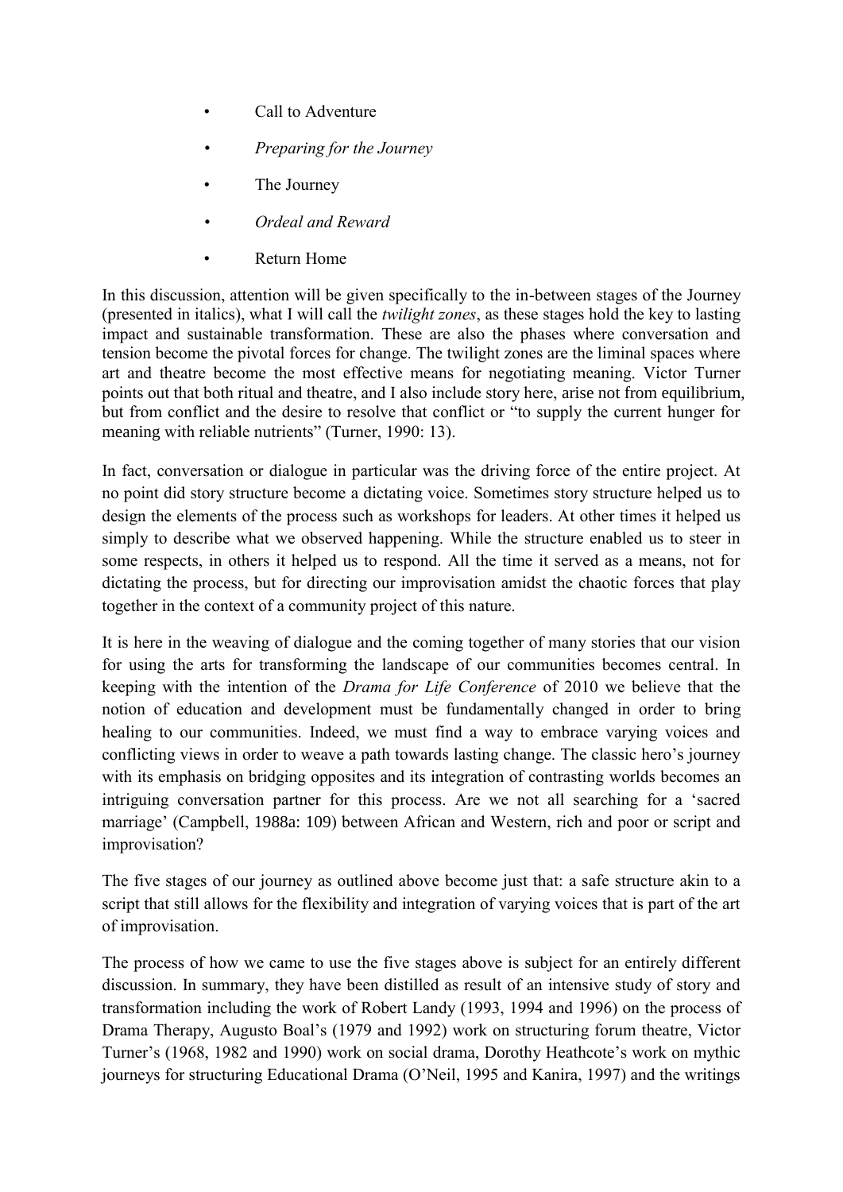- Call to Adventure
- *Preparing for the Journey*
- The Journey
- *Ordeal and Reward*
- Return Home

In this discussion, attention will be given specifically to the in-between stages of the Journey (presented in italics), what I will call the *twilight zones*, as these stages hold the key to lasting impact and sustainable transformation. These are also the phases where conversation and tension become the pivotal forces for change. The twilight zones are the liminal spaces where art and theatre become the most effective means for negotiating meaning. Victor Turner points out that both ritual and theatre, and I also include story here, arise not from equilibrium, but from conflict and the desire to resolve that conflict or "to supply the current hunger for meaning with reliable nutrients" (Turner, 1990: 13).

In fact, conversation or dialogue in particular was the driving force of the entire project. At no point did story structure become a dictating voice. Sometimes story structure helped us to design the elements of the process such as workshops for leaders. At other times it helped us simply to describe what we observed happening. While the structure enabled us to steer in some respects, in others it helped us to respond. All the time it served as a means, not for dictating the process, but for directing our improvisation amidst the chaotic forces that play together in the context of a community project of this nature.

It is here in the weaving of dialogue and the coming together of many stories that our vision for using the arts for transforming the landscape of our communities becomes central. In keeping with the intention of the *Drama for Life Conference* of 2010 we believe that the notion of education and development must be fundamentally changed in order to bring healing to our communities. Indeed, we must find a way to embrace varying voices and conflicting views in order to weave a path towards lasting change. The classic hero's journey with its emphasis on bridging opposites and its integration of contrasting worlds becomes an intriguing conversation partner for this process. Are we not all searching for a 'sacred marriage' (Campbell, 1988a: 109) between African and Western, rich and poor or script and improvisation?

The five stages of our journey as outlined above become just that: a safe structure akin to a script that still allows for the flexibility and integration of varying voices that is part of the art of improvisation.

The process of how we came to use the five stages above is subject for an entirely different discussion. In summary, they have been distilled as result of an intensive study of story and transformation including the work of Robert Landy (1993, 1994 and 1996) on the process of Drama Therapy, Augusto Boal's (1979 and 1992) work on structuring forum theatre, Victor Turner's (1968, 1982 and 1990) work on social drama, Dorothy Heathcote's work on mythic journeys for structuring Educational Drama (O'Neil, 1995 and Kanira, 1997) and the writings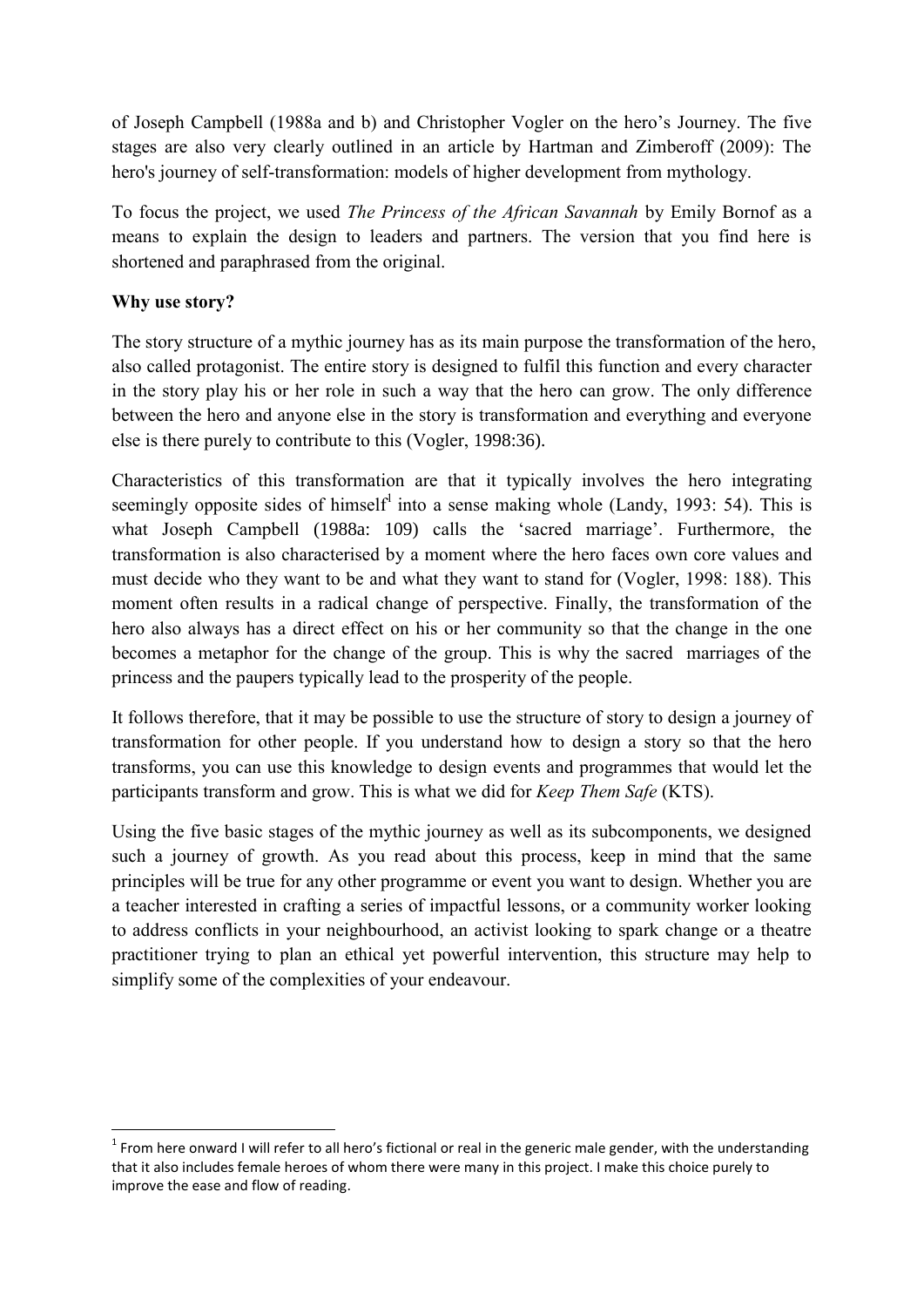of Joseph Campbell (1988a and b) and Christopher Vogler on the hero's Journey. The five stages are also very clearly outlined in an article by Hartman and Zimberoff (2009): The hero's journey of self-transformation: models of higher development from mythology.

To focus the project, we used *The Princess of the African Savannah* by Emily Bornof as a means to explain the design to leaders and partners. The version that you find here is shortened and paraphrased from the original.

**Why use story?**

The story structure of a mythic journey has as its main purpose the transformation of the hero, also called protagonist. The entire story is designed to fulfil this function and every character in the story play his or her role in such a way that the hero can grow. The only difference between the hero and anyone else in the story is transformation and everything and everyone else is there purely to contribute to this (Vogler, 1998:36).

Characteristics of this transformation are that it typically involves the hero integrating seemingly opposite sides of himself[1] into a sense making whole (Landy, 1993: 54). This is what Joseph Campbell (1988a: 109) calls the 'sacred marriage'. Furthermore, the transformation is also characterised by a moment where the hero faces own core values and must decide who they want to be and what they want to stand for (Vogler, 1998: 188). This moment often results in a radical change of perspective. Finally, the transformation of the hero also always has a direct effect on his or her community so that the change in the one becomes a metaphor for the change of the group. This is why the sacred marriages of the princess and the paupers typically lead to the prosperity of the people.

It follows therefore, that it may be possible to use the structure of story to design a journey of transformation for other people. If you understand how to design a story so that the hero transforms, you can use this knowledge to design events and programmes that would let the participants transform and grow. This is what we did for *Keep Them Safe* (KTS).

Using the five basic stages of the mythic journey as well as its subcomponents, we designed such a journey of growth. As you read about this process, keep in mind that the same principles will be true for any other programme or event you want to design. Whether you are a teacher interested in crafting a series of impactful lessons, or a community worker looking to address conflicts in your neighbourhood, an activist looking to spark change or a theatre practitioner trying to plan an ethical yet powerful intervention, this structure may help to simplify some of the complexities of your endeavour.

[1] From here onward I will refer to all hero's fictional or real in the generic male gender, with the understanding that it also includes female heroes of whom there were many in this project. I make this choice purely to improve the ease and flow of reading.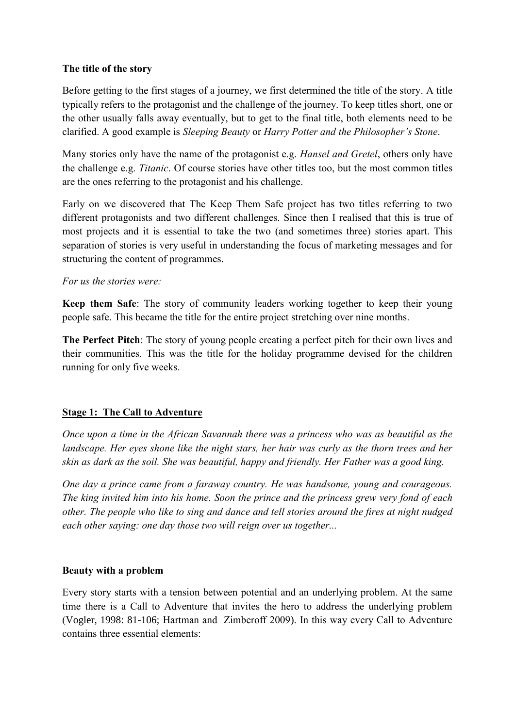**The title of the story**

Before getting to the first stages of a journey, we first determined the title of the story. A title typically refers to the protagonist and the challenge of the journey. To keep titles short, one or the other usually falls away eventually, but to get to the final title, both elements need to be clarified. A good example is *Sleeping Beauty* or *Harry Potter and the Philosopher's Stone*.

Many stories only have the name of the protagonist e.g. *Hansel and Gretel*, others only have the challenge e.g. *Titanic*. Of course stories have other titles too, but the most common titles are the ones referring to the protagonist and his challenge.

Early on we discovered that The Keep Them Safe project has two titles referring to two different protagonists and two different challenges. Since then I realised that this is true of most projects and it is essential to take the two (and sometimes three) stories apart. This separation of stories is very useful in understanding the focus of marketing messages and for structuring the content of programmes.

*For us the stories were:*

**Keep them Safe**: The story of community leaders working together to keep their young people safe. This became the title for the entire project stretching over nine months.

**The Perfect Pitch**: The story of young people creating a perfect pitch for their own lives and their communities. This was the title for the holiday programme devised for the children running for only five weeks.

**Stage 1: The Call to Adventure**

*Once upon a time in the African Savannah there was a princess who was as beautiful as the landscape. Her eyes shone like the night stars, her hair was curly as the thorn trees and her skin as dark as the soil. She was beautiful, happy and friendly. Her Father was a good king.*

*One day a prince came from a faraway country. He was handsome, young and courageous. The king invited him into his home. Soon the prince and the princess grew very fond of each other. The people who like to sing and dance and tell stories around the fires at night nudged each other saying: one day those two will reign over us together...*

**Beauty with a problem**

Every story starts with a tension between potential and an underlying problem. At the same time there is a Call to Adventure that invites the hero to address the underlying problem (Vogler, 1998: 81-106; Hartman and Zimberoff 2009). In this way every Call to Adventure contains three essential elements: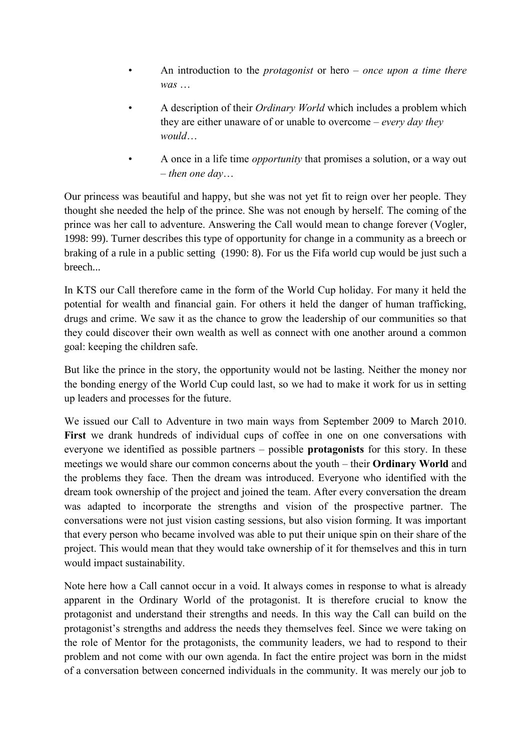- An introduction to the *protagonist* or hero – *once upon a time there was …*
- A description of their *Ordinary World* which includes a problem which they are either unaware of or unable to overcome – *every day they would…*
- A once in a life time *opportunity* that promises a solution, or a way out – *then one day…*

Our princess was beautiful and happy, but she was not yet fit to reign over her people. They thought she needed the help of the prince. She was not enough by herself. The coming of the prince was her call to adventure. Answering the Call would mean to change forever (Vogler, 1998: 99). Turner describes this type of opportunity for change in a community as a breech or braking of a rule in a public setting (1990: 8). For us the Fifa world cup would be just such a breech...

In KTS our Call therefore came in the form of the World Cup holiday. For many it held the potential for wealth and financial gain. For others it held the danger of human trafficking, drugs and crime. We saw it as the chance to grow the leadership of our communities so that they could discover their own wealth as well as connect with one another around a common goal: keeping the children safe.

But like the prince in the story, the opportunity would not be lasting. Neither the money nor the bonding energy of the World Cup could last, so we had to make it work for us in setting up leaders and processes for the future.

We issued our Call to Adventure in two main ways from September 2009 to March 2010. **First** we drank hundreds of individual cups of coffee in one on one conversations with everyone we identified as possible partners – possible **protagonists** for this story. In these meetings we would share our common concerns about the youth – their **Ordinary World** and the problems they face. Then the dream was introduced. Everyone who identified with the dream took ownership of the project and joined the team. After every conversation the dream was adapted to incorporate the strengths and vision of the prospective partner. The conversations were not just vision casting sessions, but also vision forming. It was important that every person who became involved was able to put their unique spin on their share of the project. This would mean that they would take ownership of it for themselves and this in turn would impact sustainability.

Note here how a Call cannot occur in a void. It always comes in response to what is already apparent in the Ordinary World of the protagonist. It is therefore crucial to know the protagonist and understand their strengths and needs. In this way the Call can build on the protagonist's strengths and address the needs they themselves feel. Since we were taking on the role of Mentor for the protagonists, the community leaders, we had to respond to their problem and not come with our own agenda. In fact the entire project was born in the midst of a conversation between concerned individuals in the community. It was merely our job to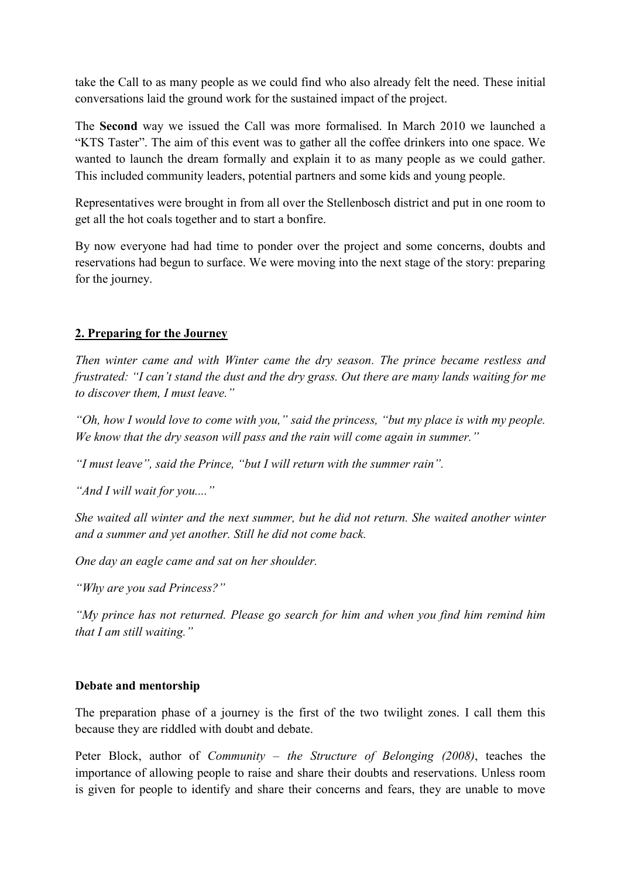take the Call to as many people as we could find who also already felt the need. These initial conversations laid the ground work for the sustained impact of the project.

The **Second** way we issued the Call was more formalised. In March 2010 we launched a "KTS Taster". The aim of this event was to gather all the coffee drinkers into one space. We wanted to launch the dream formally and explain it to as many people as we could gather. This included community leaders, potential partners and some kids and young people.

Representatives were brought in from all over the Stellenbosch district and put in one room to get all the hot coals together and to start a bonfire.

By now everyone had had time to ponder over the project and some concerns, doubts and reservations had begun to surface. We were moving into the next stage of the story: preparing for the journey.

## 2. Preparing for the Journey

*Then winter came and with Winter came the dry season. The prince became restless and frustrated: "I can't stand the dust and the dry grass. Out there are many lands waiting for me to discover them, I must leave."*

*"Oh, how I would love to come with you," said the princess, "but my place is with my people. We know that the dry season will pass and the rain will come again in summer."*

*"I must leave", said the Prince, "but I will return with the summer rain".*

*"And I will wait for you...."*

*She waited all winter and the next summer, but he did not return. She waited another winter and a summer and yet another. Still he did not come back.*

*One day an eagle came and sat on her shoulder.*

*"Why are you sad Princess?"*

*"My prince has not returned. Please go search for him and when you find him remind him that I am still waiting."*

### Debate and mentorship

The preparation phase of a journey is the first of the two twilight zones. I call them this because they are riddled with doubt and debate.

Peter Block, author of *Community – the Structure of Belonging (2008)*, teaches the importance of allowing people to raise and share their doubts and reservations. Unless room is given for people to identify and share their concerns and fears, they are unable to move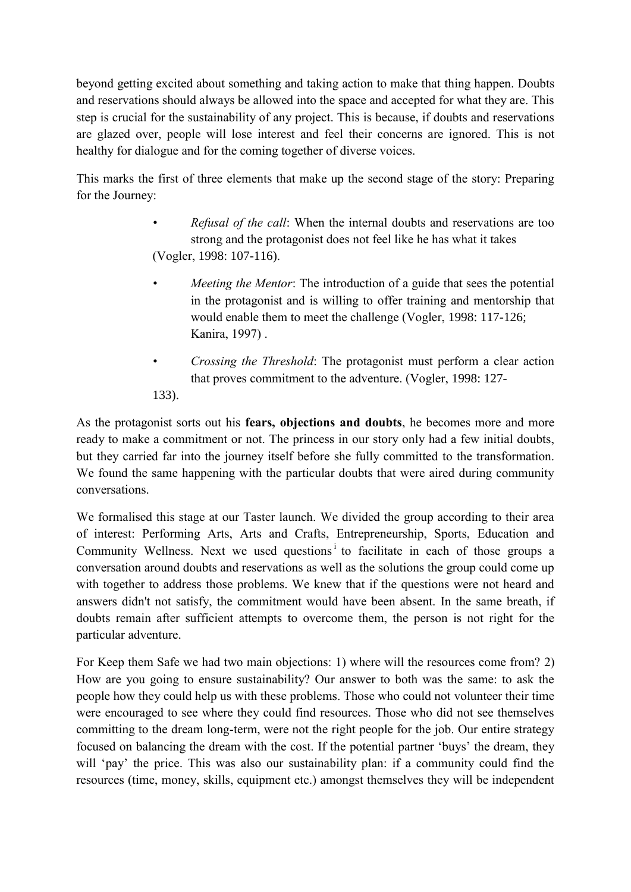beyond getting excited about something and taking action to make that thing happen. Doubts and reservations should always be allowed into the space and accepted for what they are. This step is crucial for the sustainability of any project. This is because, if doubts and reservations are glazed over, people will lose interest and feel their concerns are ignored. This is not healthy for dialogue and for the coming together of diverse voices.

This marks the first of three elements that make up the second stage of the story: Preparing for the Journey:

- *Refusal of the call*: When the internal doubts and reservations are too strong and the protagonist does not feel like he has what it takes (Vogler, 1998: 107-116).
- *Meeting the Mentor*: The introduction of a guide that sees the potential in the protagonist and is willing to offer training and mentorship that would enable them to meet the challenge (Vogler, 1998: 117-126; Kanira, 1997) .
- *Crossing the Threshold*: The protagonist must perform a clear action that proves commitment to the adventure. (Vogler, 1998: 127-133).

As the protagonist sorts out his **fears, objections and doubts**, he becomes more and more ready to make a commitment or not. The princess in our story only had a few initial doubts, but they carried far into the journey itself before she fully committed to the transformation. We found the same happening with the particular doubts that were aired during community conversations.

We formalised this stage at our Taster launch. We divided the group according to their area of interest: Performing Arts, Arts and Crafts, Entrepreneurship, Sports, Education and Community Wellness. Next we used questions[i] to facilitate in each of those groups a conversation around doubts and reservations as well as the solutions the group could come up with together to address those problems. We knew that if the questions were not heard and answers didn't not satisfy, the commitment would have been absent. In the same breath, if doubts remain after sufficient attempts to overcome them, the person is not right for the particular adventure.

For Keep them Safe we had two main objections: 1) where will the resources come from? 2) How are you going to ensure sustainability? Our answer to both was the same: to ask the people how they could help us with these problems. Those who could not volunteer their time were encouraged to see where they could find resources. Those who did not see themselves committing to the dream long-term, were not the right people for the job. Our entire strategy focused on balancing the dream with the cost. If the potential partner 'buys' the dream, they will 'pay' the price. This was also our sustainability plan: if a community could find the resources (time, money, skills, equipment etc.) amongst themselves they will be independent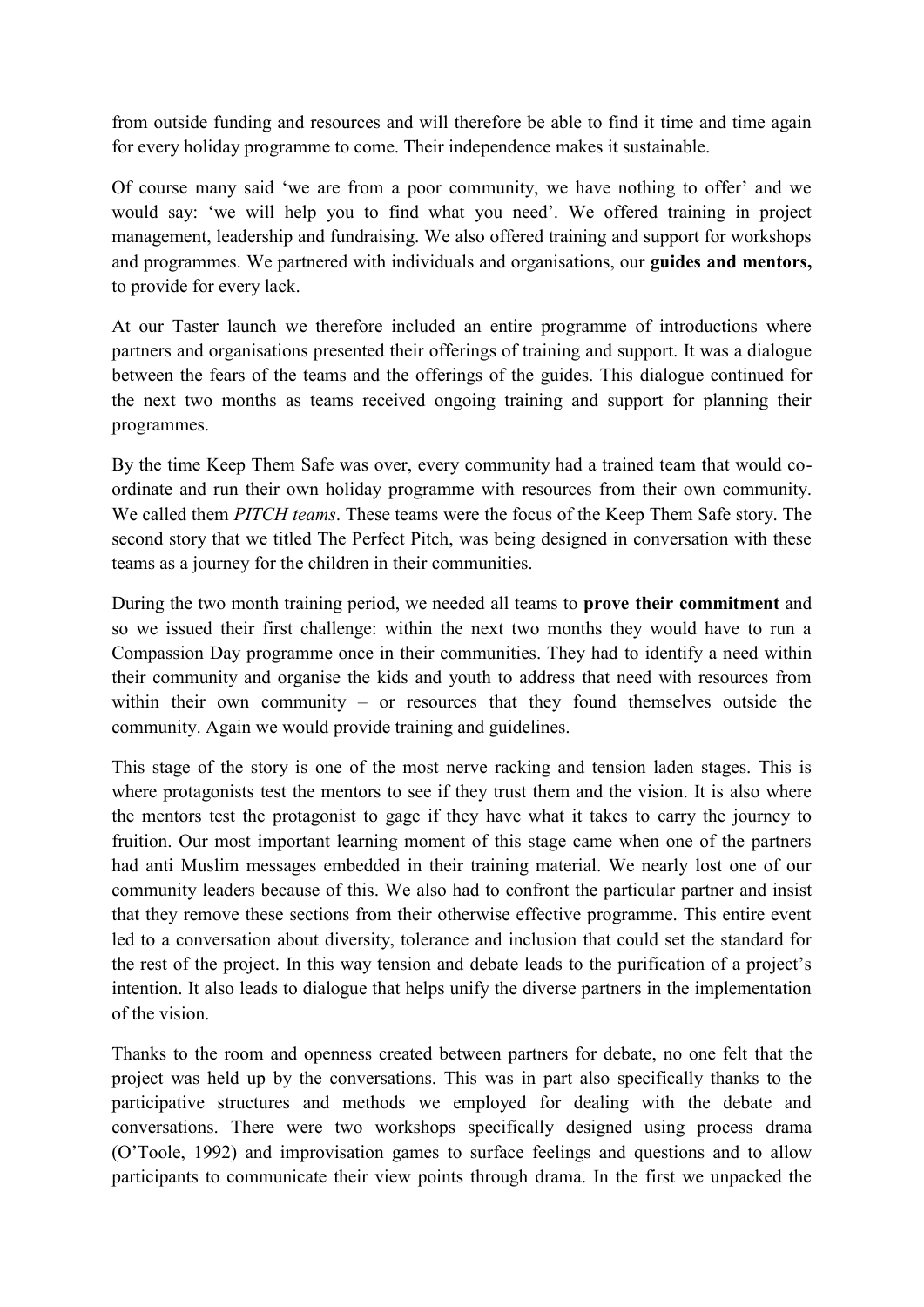from outside funding and resources and will therefore be able to find it time and time again for every holiday programme to come. Their independence makes it sustainable.

Of course many said 'we are from a poor community, we have nothing to offer' and we would say: 'we will help you to find what you need'. We offered training in project management, leadership and fundraising. We also offered training and support for workshops and programmes. We partnered with individuals and organisations, our **guides and mentors,** to provide for every lack.

At our Taster launch we therefore included an entire programme of introductions where partners and organisations presented their offerings of training and support. It was a dialogue between the fears of the teams and the offerings of the guides. This dialogue continued for the next two months as teams received ongoing training and support for planning their programmes.

By the time Keep Them Safe was over, every community had a trained team that would co-ordinate and run their own holiday programme with resources from their own community. We called them *PITCH teams*. These teams were the focus of the Keep Them Safe story. The second story that we titled The Perfect Pitch, was being designed in conversation with these teams as a journey for the children in their communities.

During the two month training period, we needed all teams to **prove their commitment** and so we issued their first challenge: within the next two months they would have to run a Compassion Day programme once in their communities. They had to identify a need within their community and organise the kids and youth to address that need with resources from within their own community – or resources that they found themselves outside the community. Again we would provide training and guidelines.

This stage of the story is one of the most nerve racking and tension laden stages. This is where protagonists test the mentors to see if they trust them and the vision. It is also where the mentors test the protagonist to gage if they have what it takes to carry the journey to fruition. Our most important learning moment of this stage came when one of the partners had anti Muslim messages embedded in their training material. We nearly lost one of our community leaders because of this. We also had to confront the particular partner and insist that they remove these sections from their otherwise effective programme. This entire event led to a conversation about diversity, tolerance and inclusion that could set the standard for the rest of the project. In this way tension and debate leads to the purification of a project's intention. It also leads to dialogue that helps unify the diverse partners in the implementation of the vision.

Thanks to the room and openness created between partners for debate, no one felt that the project was held up by the conversations. This was in part also specifically thanks to the participative structures and methods we employed for dealing with the debate and conversations. There were two workshops specifically designed using process drama (O'Toole, 1992) and improvisation games to surface feelings and questions and to allow participants to communicate their view points through drama. In the first we unpacked the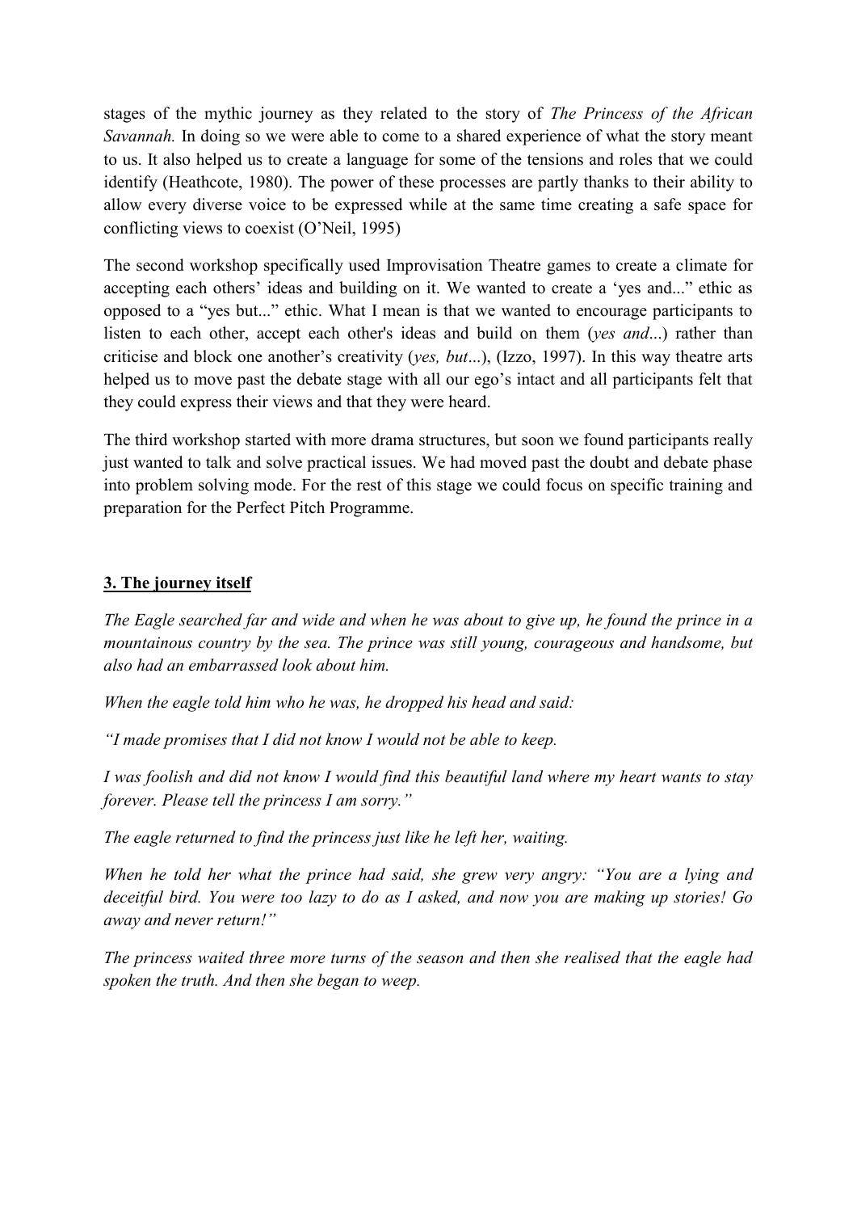stages of the mythic journey as they related to the story of *The Princess of the African Savannah.* In doing so we were able to come to a shared experience of what the story meant to us. It also helped us to create a language for some of the tensions and roles that we could identify (Heathcote, 1980). The power of these processes are partly thanks to their ability to allow every diverse voice to be expressed while at the same time creating a safe space for conflicting views to coexist (O'Neil, 1995)

The second workshop specifically used Improvisation Theatre games to create a climate for accepting each others' ideas and building on it. We wanted to create a 'yes and..." ethic as opposed to a "yes but..." ethic. What I mean is that we wanted to encourage participants to listen to each other, accept each other's ideas and build on them (*yes and*...) rather than criticise and block one another's creativity (*yes, but*...), (Izzo, 1997). In this way theatre arts helped us to move past the debate stage with all our ego's intact and all participants felt that they could express their views and that they were heard.

The third workshop started with more drama structures, but soon we found participants really just wanted to talk and solve practical issues. We had moved past the doubt and debate phase into problem solving mode. For the rest of this stage we could focus on specific training and preparation for the Perfect Pitch Programme.

## 3. The journey itself

*The Eagle searched far and wide and when he was about to give up, he found the prince in a mountainous country by the sea. The prince was still young, courageous and handsome, but also had an embarrassed look about him.*

*When the eagle told him who he was, he dropped his head and said:*

*"I made promises that I did not know I would not be able to keep.*

*I was foolish and did not know I would find this beautiful land where my heart wants to stay forever. Please tell the princess I am sorry."*

*The eagle returned to find the princess just like he left her, waiting.*

*When he told her what the prince had said, she grew very angry: "You are a lying and deceitful bird. You were too lazy to do as I asked, and now you are making up stories! Go away and never return!"*

*The princess waited three more turns of the season and then she realised that the eagle had spoken the truth. And then she began to weep.*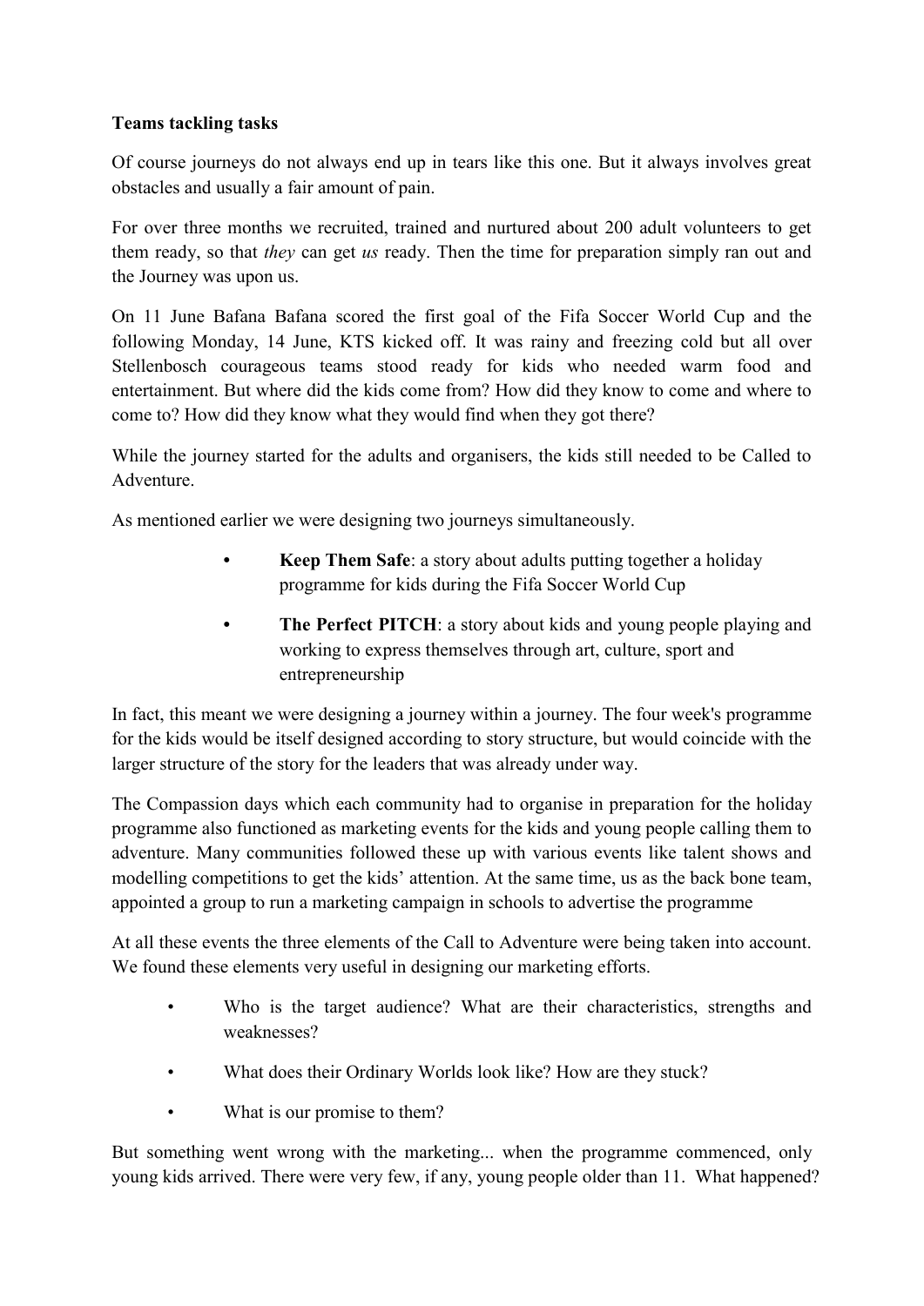**Teams tackling tasks**

Of course journeys do not always end up in tears like this one. But it always involves great obstacles and usually a fair amount of pain.

For over three months we recruited, trained and nurtured about 200 adult volunteers to get them ready, so that *they* can get *us* ready. Then the time for preparation simply ran out and the Journey was upon us.

On 11 June Bafana Bafana scored the first goal of the Fifa Soccer World Cup and the following Monday, 14 June, KTS kicked off. It was rainy and freezing cold but all over Stellenbosch courageous teams stood ready for kids who needed warm food and entertainment. But where did the kids come from? How did they know to come and where to come to? How did they know what they would find when they got there?

While the journey started for the adults and organisers, the kids still needed to be Called to Adventure.

As mentioned earlier we were designing two journeys simultaneously.

- **Keep Them Safe**: a story about adults putting together a holiday programme for kids during the Fifa Soccer World Cup
- **The Perfect PITCH**: a story about kids and young people playing and working to express themselves through art, culture, sport and entrepreneurship

In fact, this meant we were designing a journey within a journey. The four week's programme for the kids would be itself designed according to story structure, but would coincide with the larger structure of the story for the leaders that was already under way.

The Compassion days which each community had to organise in preparation for the holiday programme also functioned as marketing events for the kids and young people calling them to adventure. Many communities followed these up with various events like talent shows and modelling competitions to get the kids' attention. At the same time, us as the back bone team, appointed a group to run a marketing campaign in schools to advertise the programme

At all these events the three elements of the Call to Adventure were being taken into account. We found these elements very useful in designing our marketing efforts.

- Who is the target audience? What are their characteristics, strengths and weaknesses?
- What does their Ordinary Worlds look like? How are they stuck?
- What is our promise to them?

But something went wrong with the marketing... when the programme commenced, only young kids arrived. There were very few, if any, young people older than 11. What happened?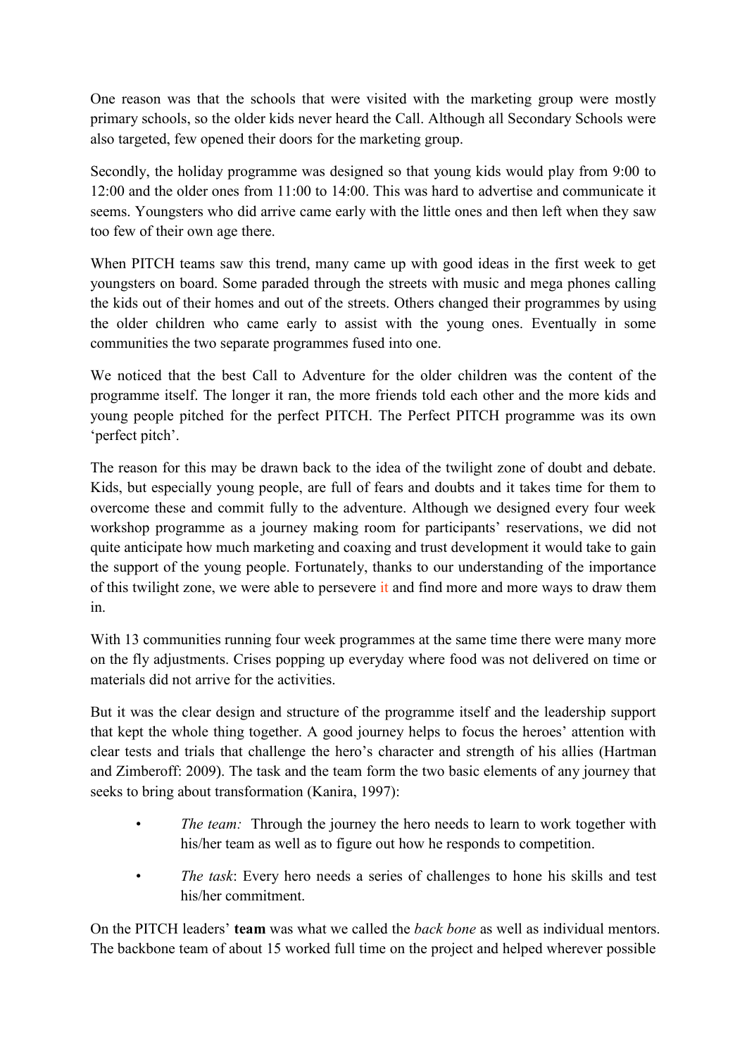One reason was that the schools that were visited with the marketing group were mostly primary schools, so the older kids never heard the Call. Although all Secondary Schools were also targeted, few opened their doors for the marketing group.

Secondly, the holiday programme was designed so that young kids would play from 9:00 to 12:00 and the older ones from 11:00 to 14:00. This was hard to advertise and communicate it seems. Youngsters who did arrive came early with the little ones and then left when they saw too few of their own age there.

When PITCH teams saw this trend, many came up with good ideas in the first week to get youngsters on board. Some paraded through the streets with music and mega phones calling the kids out of their homes and out of the streets. Others changed their programmes by using the older children who came early to assist with the young ones. Eventually in some communities the two separate programmes fused into one.

We noticed that the best Call to Adventure for the older children was the content of the programme itself. The longer it ran, the more friends told each other and the more kids and young people pitched for the perfect PITCH. The Perfect PITCH programme was its own 'perfect pitch'.

The reason for this may be drawn back to the idea of the twilight zone of doubt and debate. Kids, but especially young people, are full of fears and doubts and it takes time for them to overcome these and commit fully to the adventure. Although we designed every four week workshop programme as a journey making room for participants' reservations, we did not quite anticipate how much marketing and coaxing and trust development it would take to gain the support of the young people. Fortunately, thanks to our understanding of the importance of this twilight zone, we were able to persevere it and find more and more ways to draw them in.

With 13 communities running four week programmes at the same time there were many more on the fly adjustments. Crises popping up everyday where food was not delivered on time or materials did not arrive for the activities.

But it was the clear design and structure of the programme itself and the leadership support that kept the whole thing together. A good journey helps to focus the heroes' attention with clear tests and trials that challenge the hero's character and strength of his allies (Hartman and Zimberoff: 2009). The task and the team form the two basic elements of any journey that seeks to bring about transformation (Kanira, 1997):

- *The team:* Through the journey the hero needs to learn to work together with his/her team as well as to figure out how he responds to competition.
- *The task*: Every hero needs a series of challenges to hone his skills and test his/her commitment.

On the PITCH leaders' **team** was what we called the *back bone* as well as individual mentors. The backbone team of about 15 worked full time on the project and helped wherever possible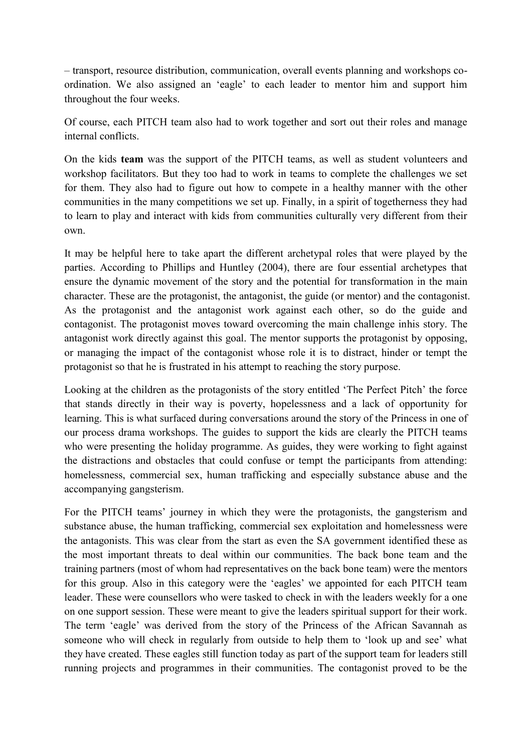– transport, resource distribution, communication, overall events planning and workshops co-ordination. We also assigned an 'eagle' to each leader to mentor him and support him throughout the four weeks.

Of course, each PITCH team also had to work together and sort out their roles and manage internal conflicts.

On the kids **team** was the support of the PITCH teams, as well as student volunteers and workshop facilitators. But they too had to work in teams to complete the challenges we set for them. They also had to figure out how to compete in a healthy manner with the other communities in the many competitions we set up. Finally, in a spirit of togetherness they had to learn to play and interact with kids from communities culturally very different from their own.

It may be helpful here to take apart the different archetypal roles that were played by the parties. According to Phillips and Huntley (2004), there are four essential archetypes that ensure the dynamic movement of the story and the potential for transformation in the main character. These are the protagonist, the antagonist, the guide (or mentor) and the contagonist. As the protagonist and the antagonist work against each other, so do the guide and contagonist. The protagonist moves toward overcoming the main challenge inhis story. The antagonist work directly against this goal. The mentor supports the protagonist by opposing, or managing the impact of the contagonist whose role it is to distract, hinder or tempt the protagonist so that he is frustrated in his attempt to reaching the story purpose.

Looking at the children as the protagonists of the story entitled 'The Perfect Pitch' the force that stands directly in their way is poverty, hopelessness and a lack of opportunity for learning. This is what surfaced during conversations around the story of the Princess in one of our process drama workshops. The guides to support the kids are clearly the PITCH teams who were presenting the holiday programme. As guides, they were working to fight against the distractions and obstacles that could confuse or tempt the participants from attending: homelessness, commercial sex, human trafficking and especially substance abuse and the accompanying gangsterism.

For the PITCH teams' journey in which they were the protagonists, the gangsterism and substance abuse, the human trafficking, commercial sex exploitation and homelessness were the antagonists. This was clear from the start as even the SA government identified these as the most important threats to deal within our communities. The back bone team and the training partners (most of whom had representatives on the back bone team) were the mentors for this group. Also in this category were the 'eagles' we appointed for each PITCH team leader. These were counsellors who were tasked to check in with the leaders weekly for a one on one support session. These were meant to give the leaders spiritual support for their work. The term 'eagle' was derived from the story of the Princess of the African Savannah as someone who will check in regularly from outside to help them to 'look up and see' what they have created. These eagles still function today as part of the support team for leaders still running projects and programmes in their communities. The contagonist proved to be the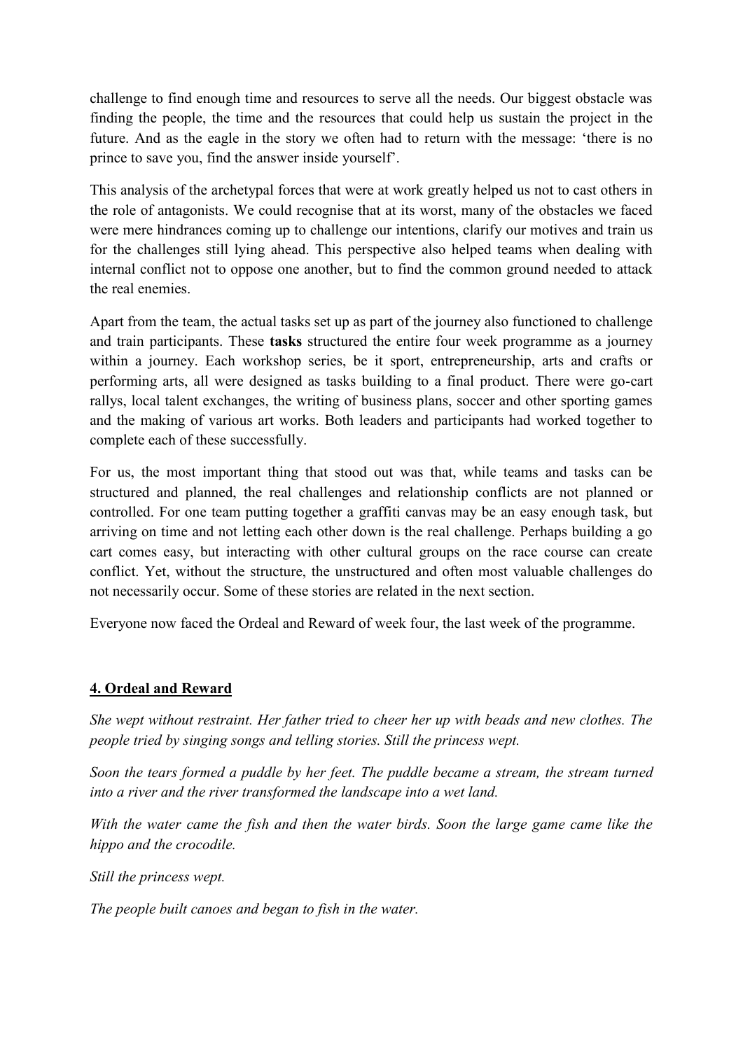challenge to find enough time and resources to serve all the needs. Our biggest obstacle was finding the people, the time and the resources that could help us sustain the project in the future. And as the eagle in the story we often had to return with the message: 'there is no prince to save you, find the answer inside yourself'.

This analysis of the archetypal forces that were at work greatly helped us not to cast others in the role of antagonists. We could recognise that at its worst, many of the obstacles we faced were mere hindrances coming up to challenge our intentions, clarify our motives and train us for the challenges still lying ahead. This perspective also helped teams when dealing with internal conflict not to oppose one another, but to find the common ground needed to attack the real enemies.

Apart from the team, the actual tasks set up as part of the journey also functioned to challenge and train participants. These **tasks** structured the entire four week programme as a journey within a journey. Each workshop series, be it sport, entrepreneurship, arts and crafts or performing arts, all were designed as tasks building to a final product. There were go-cart rallys, local talent exchanges, the writing of business plans, soccer and other sporting games and the making of various art works. Both leaders and participants had worked together to complete each of these successfully.

For us, the most important thing that stood out was that, while teams and tasks can be structured and planned, the real challenges and relationship conflicts are not planned or controlled. For one team putting together a graffiti canvas may be an easy enough task, but arriving on time and not letting each other down is the real challenge. Perhaps building a go cart comes easy, but interacting with other cultural groups on the race course can create conflict. Yet, without the structure, the unstructured and often most valuable challenges do not necessarily occur. Some of these stories are related in the next section.

Everyone now faced the Ordeal and Reward of week four, the last week of the programme.

## **4. Ordeal and Reward**

*She wept without restraint. Her father tried to cheer her up with beads and new clothes. The people tried by singing songs and telling stories. Still the princess wept.*

*Soon the tears formed a puddle by her feet. The puddle became a stream, the stream turned into a river and the river transformed the landscape into a wet land.*

*With the water came the fish and then the water birds. Soon the large game came like the hippo and the crocodile.*

*Still the princess wept.*

*The people built canoes and began to fish in the water.*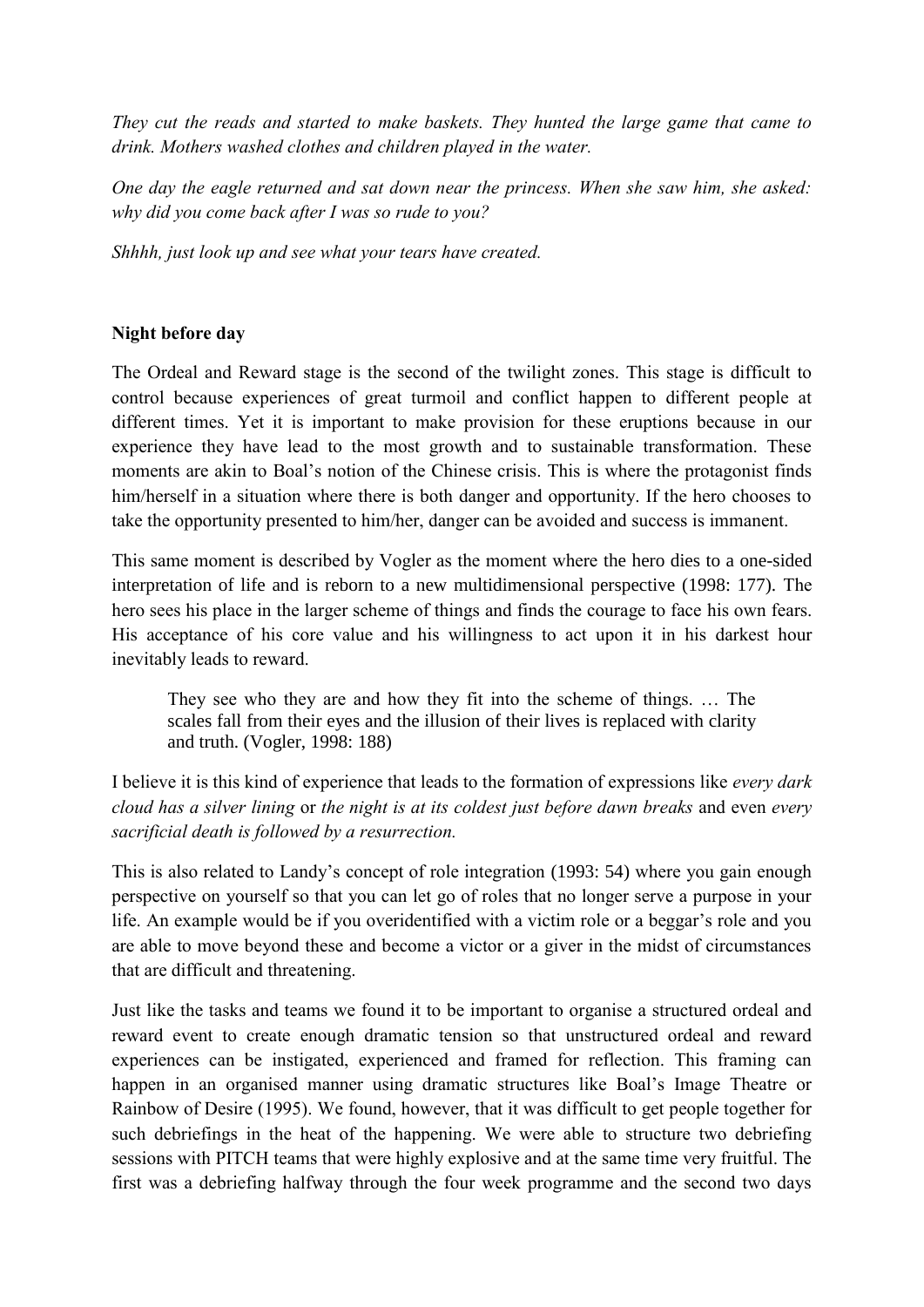*They cut the reads and started to make baskets. They hunted the large game that came to drink. Mothers washed clothes and children played in the water.*

*One day the eagle returned and sat down near the princess. When she saw him, she asked: why did you come back after I was so rude to you?*

*Shhhh, just look up and see what your tears have created.*

**Night before day**

The Ordeal and Reward stage is the second of the twilight zones. This stage is difficult to control because experiences of great turmoil and conflict happen to different people at different times. Yet it is important to make provision for these eruptions because in our experience they have lead to the most growth and to sustainable transformation. These moments are akin to Boal's notion of the Chinese crisis. This is where the protagonist finds him/herself in a situation where there is both danger and opportunity. If the hero chooses to take the opportunity presented to him/her, danger can be avoided and success is immanent.

This same moment is described by Vogler as the moment where the hero dies to a one-sided interpretation of life and is reborn to a new multidimensional perspective (1998: 177). The hero sees his place in the larger scheme of things and finds the courage to face his own fears. His acceptance of his core value and his willingness to act upon it in his darkest hour inevitably leads to reward.

> They see who they are and how they fit into the scheme of things. … The scales fall from their eyes and the illusion of their lives is replaced with clarity and truth. (Vogler, 1998: 188)

I believe it is this kind of experience that leads to the formation of expressions like *every dark cloud has a silver lining* or *the night is at its coldest just before dawn breaks* and even *every sacrificial death is followed by a resurrection.*

This is also related to Landy's concept of role integration (1993: 54) where you gain enough perspective on yourself so that you can let go of roles that no longer serve a purpose in your life. An example would be if you overidentified with a victim role or a beggar's role and you are able to move beyond these and become a victor or a giver in the midst of circumstances that are difficult and threatening.

Just like the tasks and teams we found it to be important to organise a structured ordeal and reward event to create enough dramatic tension so that unstructured ordeal and reward experiences can be instigated, experienced and framed for reflection. This framing can happen in an organised manner using dramatic structures like Boal's Image Theatre or Rainbow of Desire (1995). We found, however, that it was difficult to get people together for such debriefings in the heat of the happening. We were able to structure two debriefing sessions with PITCH teams that were highly explosive and at the same time very fruitful. The first was a debriefing halfway through the four week programme and the second two days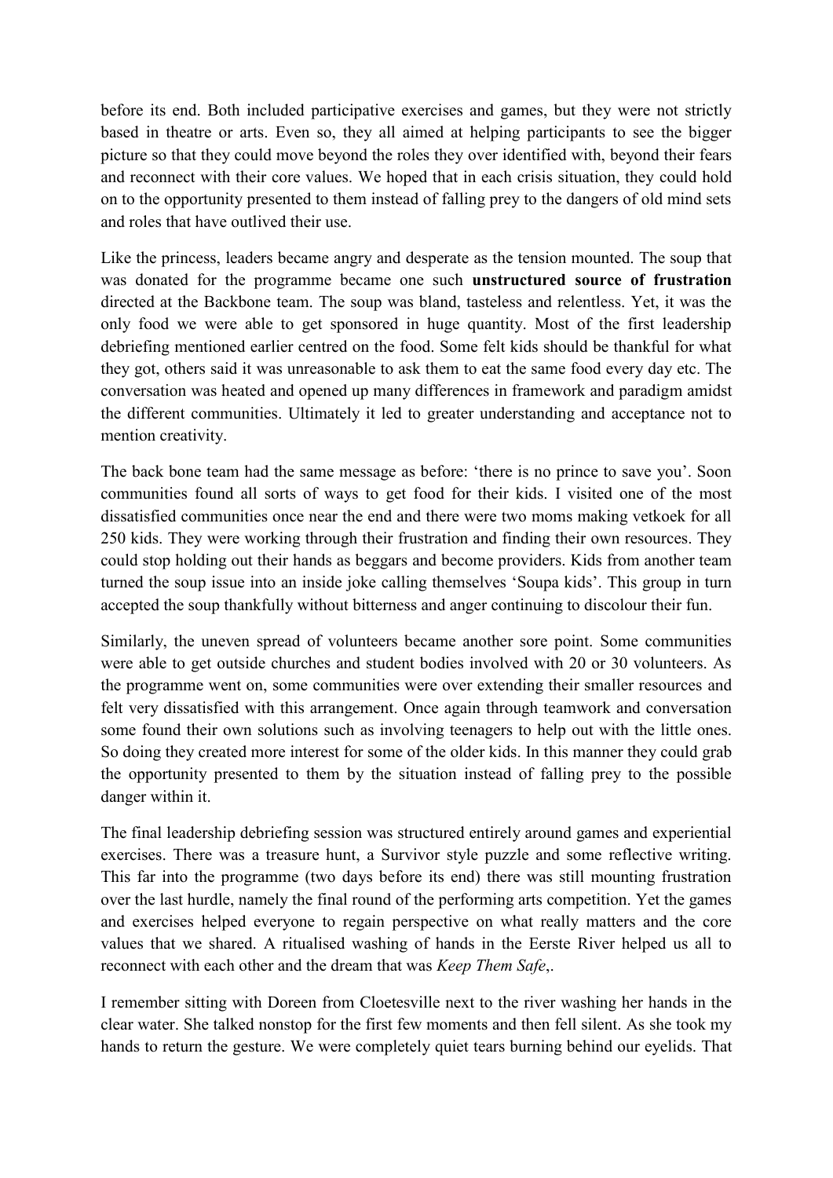before its end. Both included participative exercises and games, but they were not strictly based in theatre or arts. Even so, they all aimed at helping participants to see the bigger picture so that they could move beyond the roles they over identified with, beyond their fears and reconnect with their core values. We hoped that in each crisis situation, they could hold on to the opportunity presented to them instead of falling prey to the dangers of old mind sets and roles that have outlived their use.

Like the princess, leaders became angry and desperate as the tension mounted. The soup that was donated for the programme became one such **unstructured source of frustration** directed at the Backbone team. The soup was bland, tasteless and relentless. Yet, it was the only food we were able to get sponsored in huge quantity. Most of the first leadership debriefing mentioned earlier centred on the food. Some felt kids should be thankful for what they got, others said it was unreasonable to ask them to eat the same food every day etc. The conversation was heated and opened up many differences in framework and paradigm amidst the different communities. Ultimately it led to greater understanding and acceptance not to mention creativity.

The back bone team had the same message as before: 'there is no prince to save you'. Soon communities found all sorts of ways to get food for their kids. I visited one of the most dissatisfied communities once near the end and there were two moms making vetkoek for all 250 kids. They were working through their frustration and finding their own resources. They could stop holding out their hands as beggars and become providers. Kids from another team turned the soup issue into an inside joke calling themselves 'Soupa kids'. This group in turn accepted the soup thankfully without bitterness and anger continuing to discolour their fun.

Similarly, the uneven spread of volunteers became another sore point. Some communities were able to get outside churches and student bodies involved with 20 or 30 volunteers. As the programme went on, some communities were over extending their smaller resources and felt very dissatisfied with this arrangement. Once again through teamwork and conversation some found their own solutions such as involving teenagers to help out with the little ones. So doing they created more interest for some of the older kids. In this manner they could grab the opportunity presented to them by the situation instead of falling prey to the possible danger within it.

The final leadership debriefing session was structured entirely around games and experiential exercises. There was a treasure hunt, a Survivor style puzzle and some reflective writing. This far into the programme (two days before its end) there was still mounting frustration over the last hurdle, namely the final round of the performing arts competition. Yet the games and exercises helped everyone to regain perspective on what really matters and the core values that we shared. A ritualised washing of hands in the Eerste River helped us all to reconnect with each other and the dream that was *Keep Them Safe*,.

I remember sitting with Doreen from Cloetesville next to the river washing her hands in the clear water. She talked nonstop for the first few moments and then fell silent. As she took my hands to return the gesture. We were completely quiet tears burning behind our eyelids. That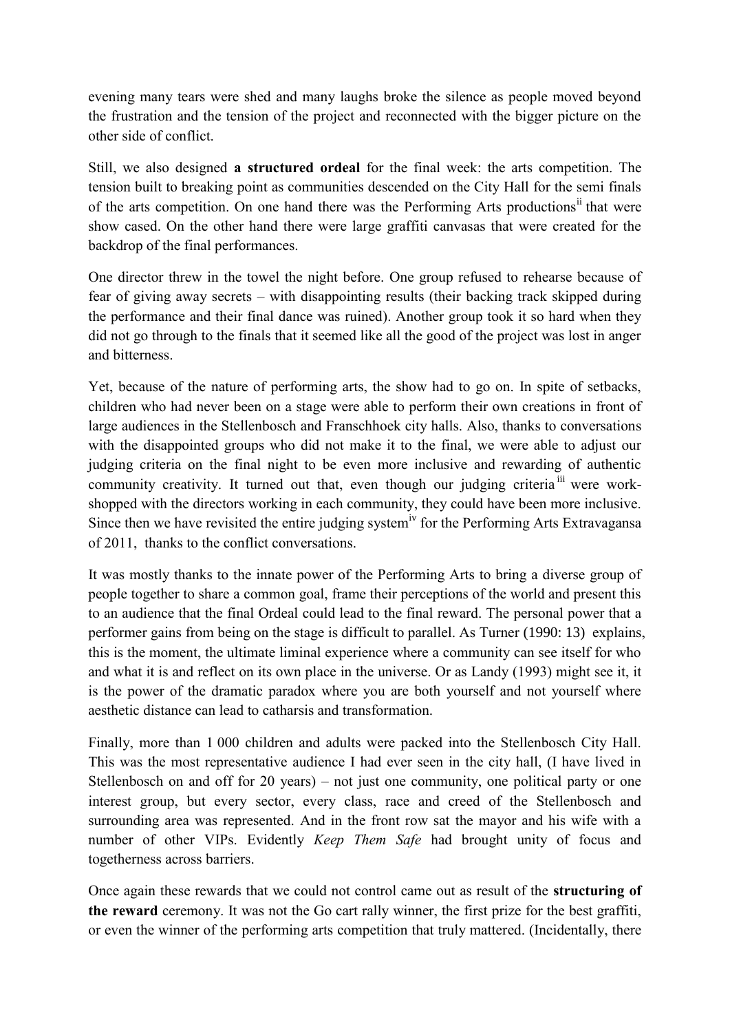evening many tears were shed and many laughs broke the silence as people moved beyond the frustration and the tension of the project and reconnected with the bigger picture on the other side of conflict.

Still, we also designed **a structured ordeal** for the final week: the arts competition. The tension built to breaking point as communities descended on the City Hall for the semi finals of the arts competition. On one hand there was the Performing Arts productions[ii] that were show cased. On the other hand there were large graffiti canvasas that were created for the backdrop of the final performances.

One director threw in the towel the night before. One group refused to rehearse because of fear of giving away secrets – with disappointing results (their backing track skipped during the performance and their final dance was ruined). Another group took it so hard when they did not go through to the finals that it seemed like all the good of the project was lost in anger and bitterness.

Yet, because of the nature of performing arts, the show had to go on. In spite of setbacks, children who had never been on a stage were able to perform their own creations in front of large audiences in the Stellenbosch and Franschhoek city halls. Also, thanks to conversations with the disappointed groups who did not make it to the final, we were able to adjust our judging criteria on the final night to be even more inclusive and rewarding of authentic community creativity. It turned out that, even though our judging criteria[iii] were work-shopped with the directors working in each community, they could have been more inclusive. Since then we have revisited the entire judging system[iv] for the Performing Arts Extravagansa of 2011, thanks to the conflict conversations.

It was mostly thanks to the innate power of the Performing Arts to bring a diverse group of people together to share a common goal, frame their perceptions of the world and present this to an audience that the final Ordeal could lead to the final reward. The personal power that a performer gains from being on the stage is difficult to parallel. As Turner (1990: 13) explains, this is the moment, the ultimate liminal experience where a community can see itself for who and what it is and reflect on its own place in the universe. Or as Landy (1993) might see it, it is the power of the dramatic paradox where you are both yourself and not yourself where aesthetic distance can lead to catharsis and transformation.

Finally, more than 1 000 children and adults were packed into the Stellenbosch City Hall. This was the most representative audience I had ever seen in the city hall, (I have lived in Stellenbosch on and off for 20 years) – not just one community, one political party or one interest group, but every sector, every class, race and creed of the Stellenbosch and surrounding area was represented. And in the front row sat the mayor and his wife with a number of other VIPs. Evidently *Keep Them Safe* had brought unity of focus and togetherness across barriers.

Once again these rewards that we could not control came out as result of the **structuring of the reward** ceremony. It was not the Go cart rally winner, the first prize for the best graffiti, or even the winner of the performing arts competition that truly mattered. (Incidentally, there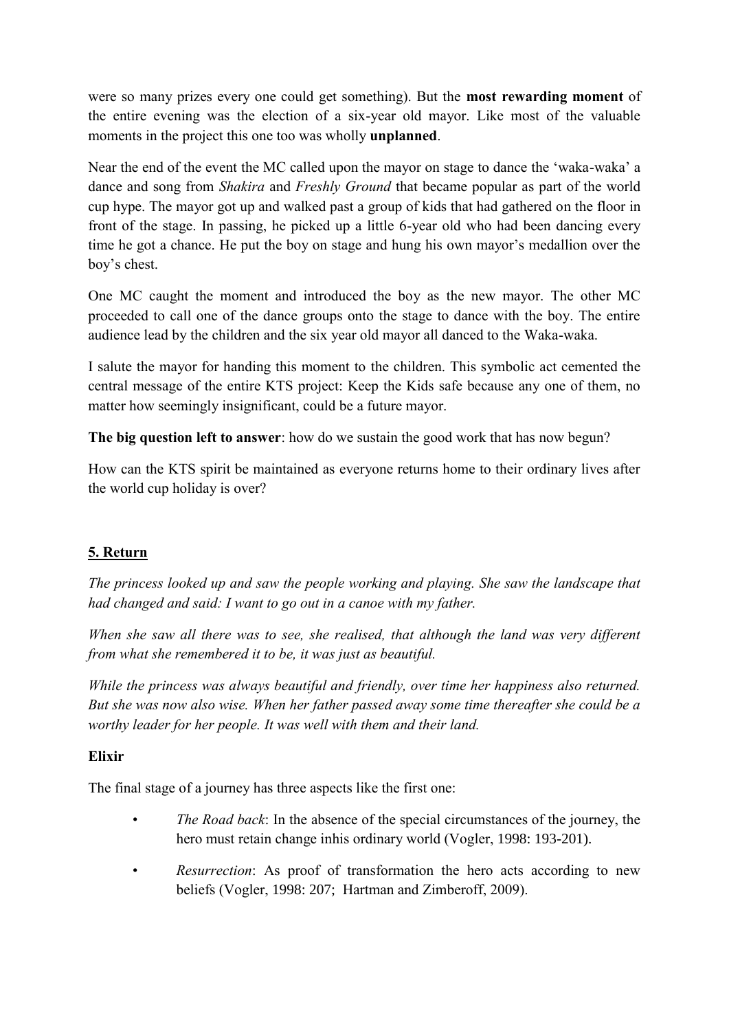were so many prizes every one could get something). But the **most rewarding moment** of the entire evening was the election of a six-year old mayor. Like most of the valuable moments in the project this one too was wholly **unplanned**.

Near the end of the event the MC called upon the mayor on stage to dance the 'waka-waka' a dance and song from *Shakira* and *Freshly Ground* that became popular as part of the world cup hype. The mayor got up and walked past a group of kids that had gathered on the floor in front of the stage. In passing, he picked up a little 6-year old who had been dancing every time he got a chance. He put the boy on stage and hung his own mayor's medallion over the boy's chest.

One MC caught the moment and introduced the boy as the new mayor. The other MC proceeded to call one of the dance groups onto the stage to dance with the boy. The entire audience lead by the children and the six year old mayor all danced to the Waka-waka.

I salute the mayor for handing this moment to the children. This symbolic act cemented the central message of the entire KTS project: Keep the Kids safe because any one of them, no matter how seemingly insignificant, could be a future mayor.

**The big question left to answer**: how do we sustain the good work that has now begun?

How can the KTS spirit be maintained as everyone returns home to their ordinary lives after the world cup holiday is over?

## 5. Return

*The princess looked up and saw the people working and playing. She saw the landscape that had changed and said: I want to go out in a canoe with my father.*

*When she saw all there was to see, she realised, that although the land was very different from what she remembered it to be, it was just as beautiful.*

*While the princess was always beautiful and friendly, over time her happiness also returned. But she was now also wise. When her father passed away some time thereafter she could be a worthy leader for her people. It was well with them and their land.*

### Elixir

The final stage of a journey has three aspects like the first one:

- *The Road back*: In the absence of the special circumstances of the journey, the hero must retain change inhis ordinary world (Vogler, 1998: 193-201).
- *Resurrection*: As proof of transformation the hero acts according to new beliefs (Vogler, 1998: 207; Hartman and Zimberoff, 2009).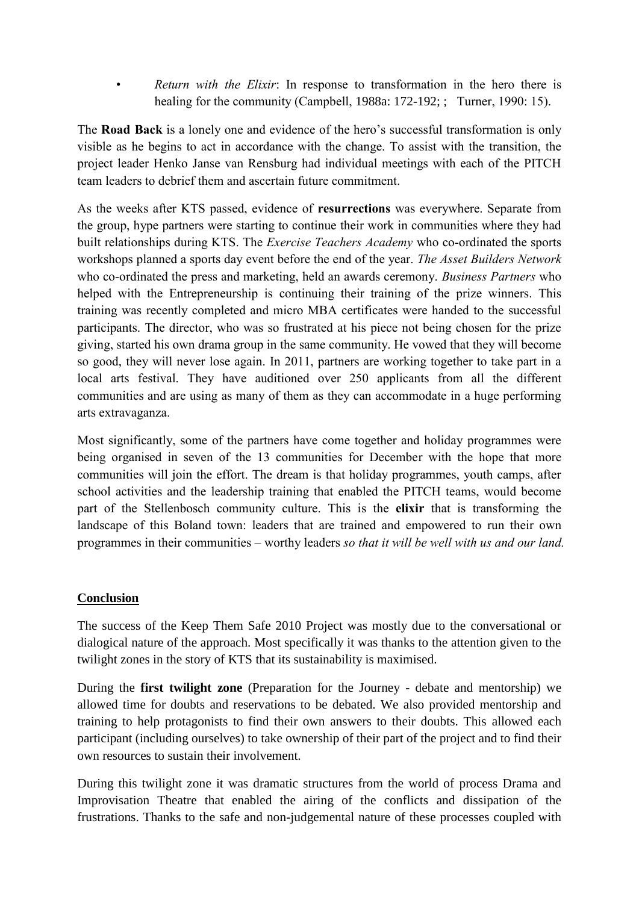- *Return with the Elixir*: In response to transformation in the hero there is healing for the community (Campbell, 1988a: 172-192; ; Turner, 1990: 15).

The **Road Back** is a lonely one and evidence of the hero's successful transformation is only visible as he begins to act in accordance with the change. To assist with the transition, the project leader Henko Janse van Rensburg had individual meetings with each of the PITCH team leaders to debrief them and ascertain future commitment.

As the weeks after KTS passed, evidence of **resurrections** was everywhere. Separate from the group, hype partners were starting to continue their work in communities where they had built relationships during KTS. The *Exercise Teachers Academy* who co-ordinated the sports workshops planned a sports day event before the end of the year. *The Asset Builders Network* who co-ordinated the press and marketing, held an awards ceremony. *Business Partners* who helped with the Entrepreneurship is continuing their training of the prize winners. This training was recently completed and micro MBA certificates were handed to the successful participants. The director, who was so frustrated at his piece not being chosen for the prize giving, started his own drama group in the same community. He vowed that they will become so good, they will never lose again. In 2011, partners are working together to take part in a local arts festival. They have auditioned over 250 applicants from all the different communities and are using as many of them as they can accommodate in a huge performing arts extravaganza.

Most significantly, some of the partners have come together and holiday programmes were being organised in seven of the 13 communities for December with the hope that more communities will join the effort. The dream is that holiday programmes, youth camps, after school activities and the leadership training that enabled the PITCH teams, would become part of the Stellenbosch community culture. This is the **elixir** that is transforming the landscape of this Boland town: leaders that are trained and empowered to run their own programmes in their communities – worthy leaders *so that it will be well with us and our land.*

## Conclusion

The success of the Keep Them Safe 2010 Project was mostly due to the conversational or dialogical nature of the approach. Most specifically it was thanks to the attention given to the twilight zones in the story of KTS that its sustainability is maximised.

During the **first twilight zone** (Preparation for the Journey - debate and mentorship) we allowed time for doubts and reservations to be debated. We also provided mentorship and training to help protagonists to find their own answers to their doubts. This allowed each participant (including ourselves) to take ownership of their part of the project and to find their own resources to sustain their involvement.

During this twilight zone it was dramatic structures from the world of process Drama and Improvisation Theatre that enabled the airing of the conflicts and dissipation of the frustrations. Thanks to the safe and non-judgemental nature of these processes coupled with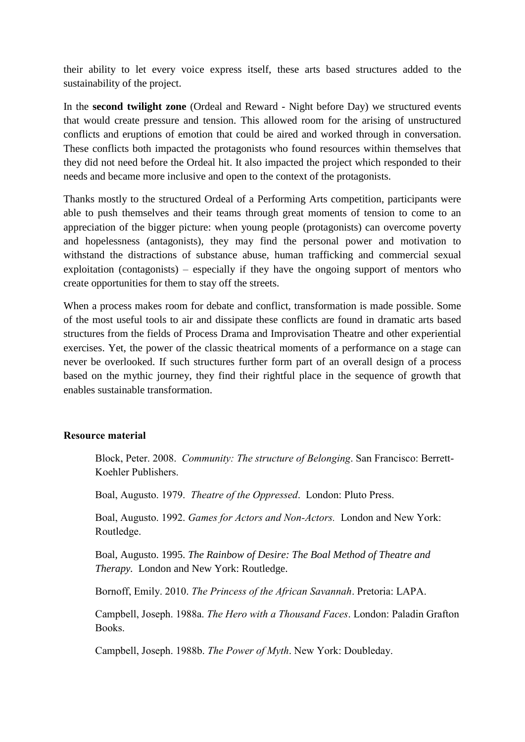their ability to let every voice express itself, these arts based structures added to the sustainability of the project.

In the **second twilight zone** (Ordeal and Reward - Night before Day) we structured events that would create pressure and tension. This allowed room for the arising of unstructured conflicts and eruptions of emotion that could be aired and worked through in conversation. These conflicts both impacted the protagonists who found resources within themselves that they did not need before the Ordeal hit. It also impacted the project which responded to their needs and became more inclusive and open to the context of the protagonists.

Thanks mostly to the structured Ordeal of a Performing Arts competition, participants were able to push themselves and their teams through great moments of tension to come to an appreciation of the bigger picture: when young people (protagonists) can overcome poverty and hopelessness (antagonists), they may find the personal power and motivation to withstand the distractions of substance abuse, human trafficking and commercial sexual exploitation (contagonists) – especially if they have the ongoing support of mentors who create opportunities for them to stay off the streets.

When a process makes room for debate and conflict, transformation is made possible. Some of the most useful tools to air and dissipate these conflicts are found in dramatic arts based structures from the fields of Process Drama and Improvisation Theatre and other experiential exercises. Yet, the power of the classic theatrical moments of a performance on a stage can never be overlooked. If such structures further form part of an overall design of a process based on the mythic journey, they find their rightful place in the sequence of growth that enables sustainable transformation.

**Resource material**

Block, Peter. 2008. *Community: The structure of Belonging*. San Francisco: Berrett-Koehler Publishers.

Boal, Augusto. 1979. *Theatre of the Oppressed*. London: Pluto Press.

Boal, Augusto. 1992. *Games for Actors and Non-Actors.* London and New York: Routledge.

Boal, Augusto. 1995. *The Rainbow of Desire: The Boal Method of Theatre and Therapy.* London and New York: Routledge.

Bornoff, Emily. 2010. *The Princess of the African Savannah*. Pretoria: LAPA.

Campbell, Joseph. 1988a. *The Hero with a Thousand Faces*. London: Paladin Grafton Books.

Campbell, Joseph. 1988b. *The Power of Myth*. New York: Doubleday.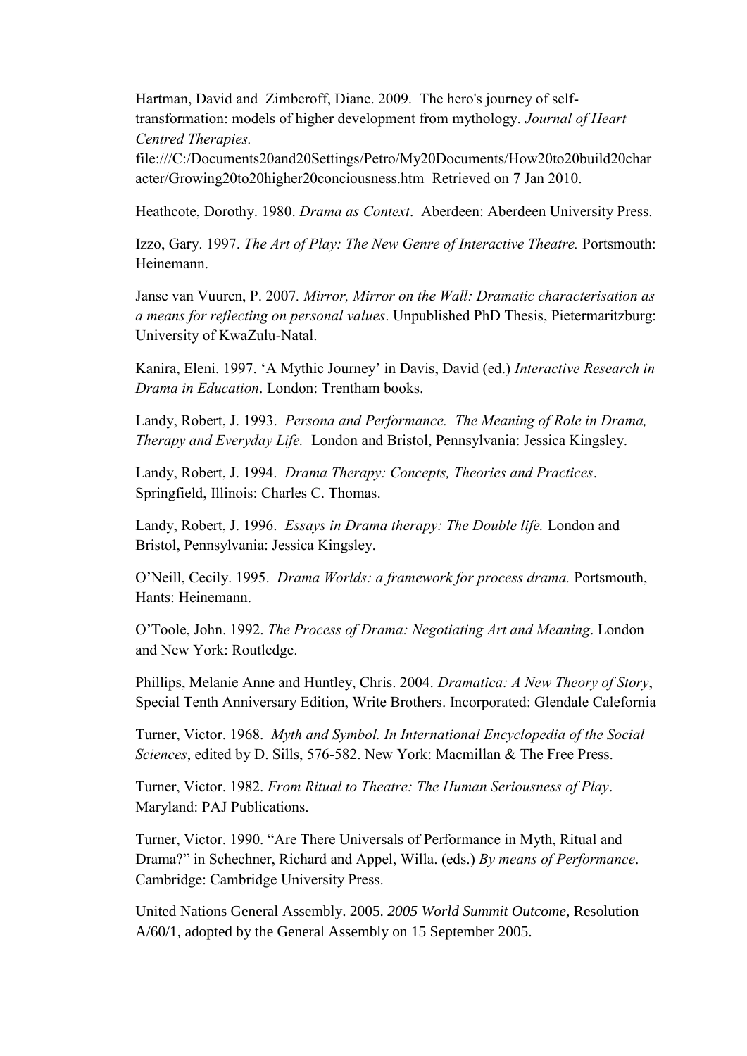Hartman, David and Zimberoff, Diane. 2009. The hero's journey of self-transformation: models of higher development from mythology. *Journal of Heart Centred Therapies.* file:///C:/Documents20and20Settings/Petro/My20Documents/How20to20build20character/Growing20to20higher20conciousness.htm Retrieved on 7 Jan 2010.

Heathcote, Dorothy. 1980. *Drama as Context*. Aberdeen: Aberdeen University Press.

Izzo, Gary. 1997. *The Art of Play: The New Genre of Interactive Theatre.* Portsmouth: Heinemann.

Janse van Vuuren, P. 2007*. Mirror, Mirror on the Wall: Dramatic characterisation as a means for reflecting on personal values*. Unpublished PhD Thesis, Pietermaritzburg: University of KwaZulu-Natal.

Kanira, Eleni. 1997. 'A Mythic Journey' in Davis, David (ed.) *Interactive Research in Drama in Education*. London: Trentham books.

Landy, Robert, J. 1993. *Persona and Performance. The Meaning of Role in Drama, Therapy and Everyday Life.* London and Bristol, Pennsylvania: Jessica Kingsley.

Landy, Robert, J. 1994. *Drama Therapy: Concepts, Theories and Practices*. Springfield, Illinois: Charles C. Thomas.

Landy, Robert, J. 1996. *Essays in Drama therapy: The Double life.* London and Bristol, Pennsylvania: Jessica Kingsley.

O'Neill, Cecily. 1995. *Drama Worlds: a framework for process drama.* Portsmouth, Hants: Heinemann.

O'Toole, John. 1992. *The Process of Drama: Negotiating Art and Meaning*. London and New York: Routledge.

Phillips, Melanie Anne and Huntley, Chris. 2004. *Dramatica: A New Theory of Story*, Special Tenth Anniversary Edition, Write Brothers. Incorporated: Glendale Calefornia

Turner, Victor. 1968. *Myth and Symbol. In International Encyclopedia of the Social Sciences*, edited by D. Sills, 576-582. New York: Macmillan & The Free Press.

Turner, Victor. 1982. *From Ritual to Theatre: The Human Seriousness of Play*. Maryland: PAJ Publications.

Turner, Victor. 1990. "Are There Universals of Performance in Myth, Ritual and Drama?" in Schechner, Richard and Appel, Willa. (eds.) *By means of Performance*. Cambridge: Cambridge University Press.

United Nations General Assembly. 2005. *2005 World Summit Outcome*, Resolution A/60/1, adopted by the General Assembly on 15 September 2005.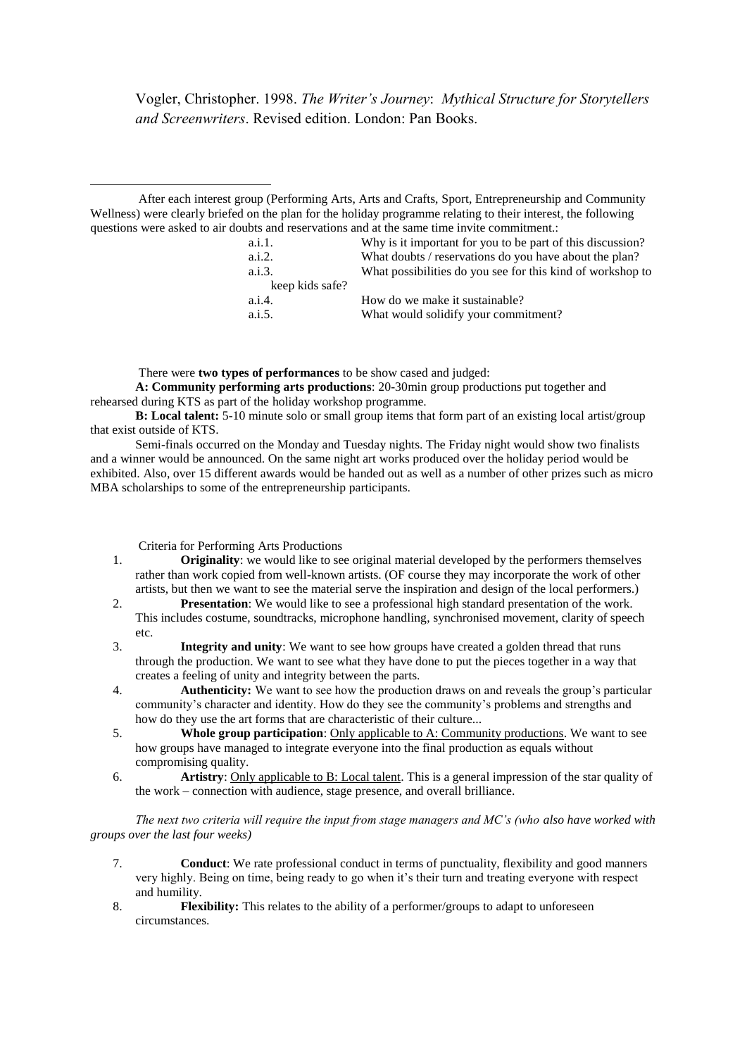Vogler, Christopher. 1998. *The Writer's Journey*: *Mythical Structure for Storytellers and Screenwriters*. Revised edition. London: Pan Books.

---

After each interest group (Performing Arts, Arts and Crafts, Sport, Entrepreneurship and Community Wellness) were clearly briefed on the plan for the holiday programme relating to their interest, the following questions were asked to air doubts and reservations and at the same time invite commitment.:

a.i.1. Why is it important for you to be part of this discussion?
a.i.2. What doubts / reservations do you have about the plan?
a.i.3. What possibilities do you see for this kind of workshop to keep kids safe?
a.i.4. How do we make it sustainable?
a.i.5. What would solidify your commitment?

There were **two types of performances** to be show cased and judged:

**A: Community performing arts productions**: 20-30min group productions put together and rehearsed during KTS as part of the holiday workshop programme.

**B: Local talent:** 5-10 minute solo or small group items that form part of an existing local artist/group that exist outside of KTS.

Semi-finals occurred on the Monday and Tuesday nights. The Friday night would show two finalists and a winner would be announced. On the same night art works produced over the holiday period would be exhibited. Also, over 15 different awards would be handed out as well as a number of other prizes such as micro MBA scholarships to some of the entrepreneurship participants.

Criteria for Performing Arts Productions

1. **Originality**: we would like to see original material developed by the performers themselves rather than work copied from well-known artists. (OF course they may incorporate the work of other artists, but then we want to see the material serve the inspiration and design of the local performers.)
2. **Presentation**: We would like to see a professional high standard presentation of the work. This includes costume, soundtracks, microphone handling, synchronised movement, clarity of speech etc.
3. **Integrity and unity**: We want to see how groups have created a golden thread that runs through the production. We want to see what they have done to put the pieces together in a way that creates a feeling of unity and integrity between the parts.
4. **Authenticity:** We want to see how the production draws on and reveals the group's particular community's character and identity. How do they see the community's problems and strengths and how do they use the art forms that are characteristic of their culture...
5. **Whole group participation**: <u>Only applicable to A: Community productions</u>. We want to see how groups have managed to integrate everyone into the final production as equals without compromising quality.
6. **Artistry**: <u>Only applicable to B: Local talent</u>. This is a general impression of the star quality of the work – connection with audience, stage presence, and overall brilliance.

*The next two criteria will require the input from stage managers and MC's (who also have worked with groups over the last four weeks)*

7. **Conduct**: We rate professional conduct in terms of punctuality, flexibility and good manners very highly. Being on time, being ready to go when it's their turn and treating everyone with respect and humility.
8. **Flexibility:** This relates to the ability of a performer/groups to adapt to unforeseen circumstances.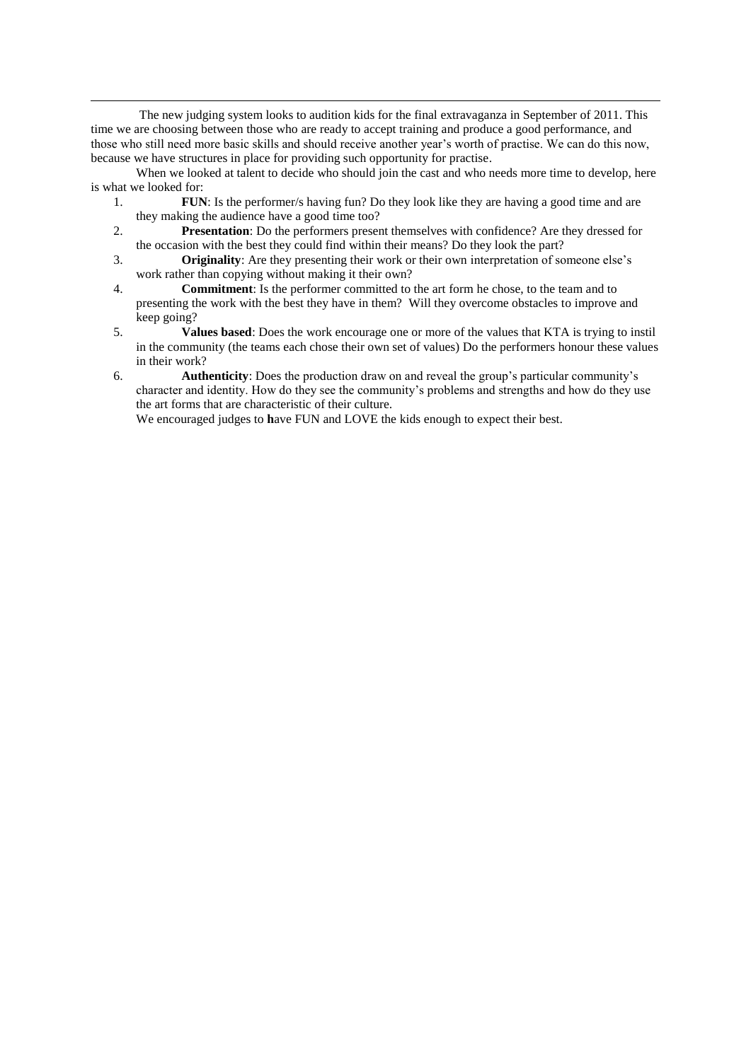The new judging system looks to audition kids for the final extravaganza in September of 2011. This time we are choosing between those who are ready to accept training and produce a good performance, and those who still need more basic skills and should receive another year's worth of practise. We can do this now, because we have structures in place for providing such opportunity for practise.

When we looked at talent to decide who should join the cast and who needs more time to develop, here is what we looked for:

1. **FUN**: Is the performer/s having fun? Do they look like they are having a good time and are they making the audience have a good time too?
2. **Presentation**: Do the performers present themselves with confidence? Are they dressed for the occasion with the best they could find within their means? Do they look the part?
3. **Originality**: Are they presenting their work or their own interpretation of someone else's work rather than copying without making it their own?
4. **Commitment**: Is the performer committed to the art form he chose, to the team and to presenting the work with the best they have in them? Will they overcome obstacles to improve and keep going?
5. **Values based**: Does the work encourage one or more of the values that KTA is trying to instil in the community (the teams each chose their own set of values) Do the performers honour these values in their work?
6. **Authenticity**: Does the production draw on and reveal the group's particular community's character and identity. How do they see the community's problems and strengths and how do they use the art forms that are characteristic of their culture.

   We encouraged judges to **h**ave FUN and LOVE the kids enough to expect their best.